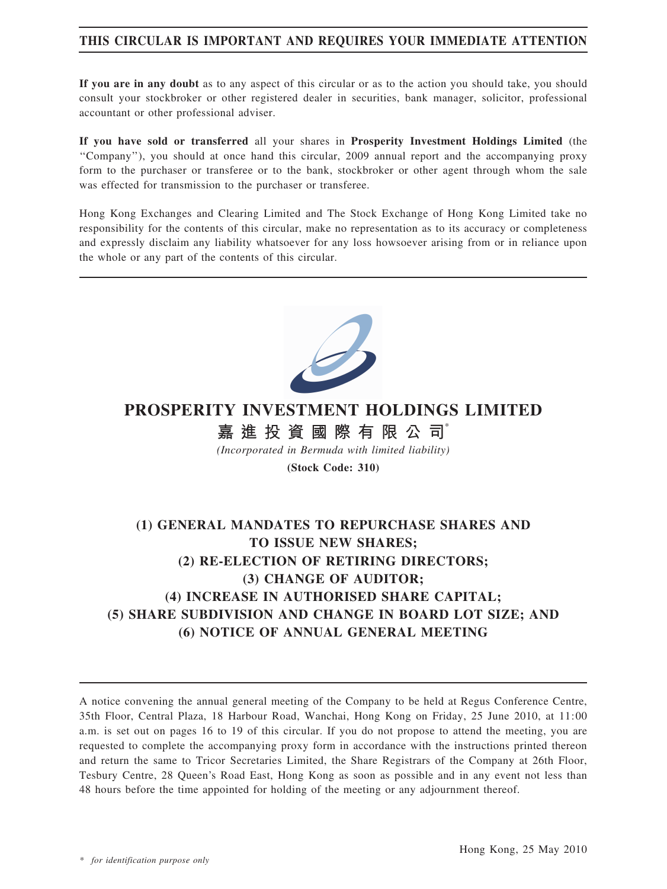**THIS CIRCULAR IS IMPORTANT AND REQUIRES YOUR IMMEDIATE ATTENTION**

**If you are in any doubt** as to any aspect of this circular or as to the action you should take, you should consult your stockbroker or other registered dealer in securities, bank manager, solicitor, professional accountant or other professional adviser.

**If you have sold or transferred** all your shares in **Prosperity Investment Holdings Limited** (the ''Company''), you should at once hand this circular, 2009 annual report and the accompanying proxy form to the purchaser or transferee or to the bank, stockbroker or other agent through whom the sale was effected for transmission to the purchaser or transferee.

Hong Kong Exchanges and Clearing Limited and The Stock Exchange of Hong Kong Limited take no responsibility for the contents of this circular, make no representation as to its accuracy or completeness and expressly disclaim any liability whatsoever for any loss howsoever arising from or in reliance upon the whole or any part of the contents of this circular.

# PROSPERITY INVESTMENT HOLDINGS LIMITED

**嘉 進 投 資 國 際 有 限 公 司***

*(Incorporated in Bermuda with limited liability)*

**(Stock Code: 310)**

## (1) GENERAL MANDATES TO REPURCHASE SHARES AND TO ISSUE NEW SHARES; (2) RE-ELECTION OF RETIRING DIRECTORS; (3) CHANGE OF AUDITOR; (4) INCREASE IN AUTHORISED SHARE CAPITAL; (5) SHARE SUBDIVISION AND CHANGE IN BOARD LOT SIZE; AND (6) NOTICE OF ANNUAL GENERAL MEETING

A notice convening the annual general meeting of the Company to be held at Regus Conference Centre, 35th Floor, Central Plaza, 18 Harbour Road, Wanchai, Hong Kong on Friday, 25 June 2010, at 11:00 a.m. is set out on pages 16 to 19 of this circular. If you do not propose to attend the meeting, you are requested to complete the accompanying proxy form in accordance with the instructions printed thereon and return the same to Tricor Secretaries Limited, the Share Registrars of the Company at 26th Floor, Tesbury Centre, 28 Queen's Road East, Hong Kong as soon as possible and in any event not less than 48 hours before the time appointed for holding of the meeting or any adjournment thereof.

Hong Kong, 25 May 2010

*\* for identification purpose only*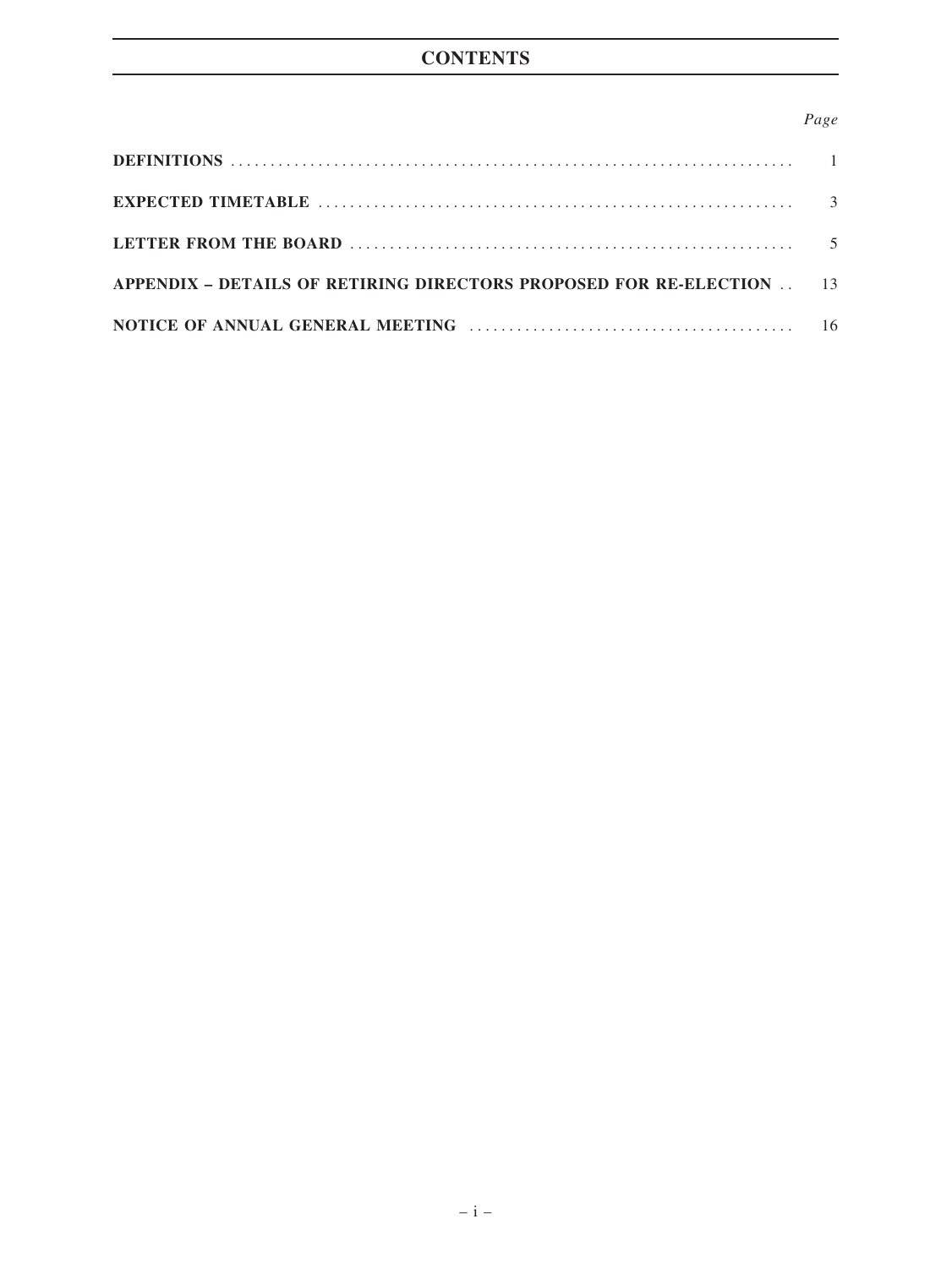# CONTENTS

| | *Page* |
|---|---|
| **DEFINITIONS** | 1 |
| **EXPECTED TIMETABLE** | 3 |
| **LETTER FROM THE BOARD** | 5 |
| **APPENDIX – DETAILS OF RETIRING DIRECTORS PROPOSED FOR RE-ELECTION** | 13 |
| **NOTICE OF ANNUAL GENERAL MEETING** | 16 |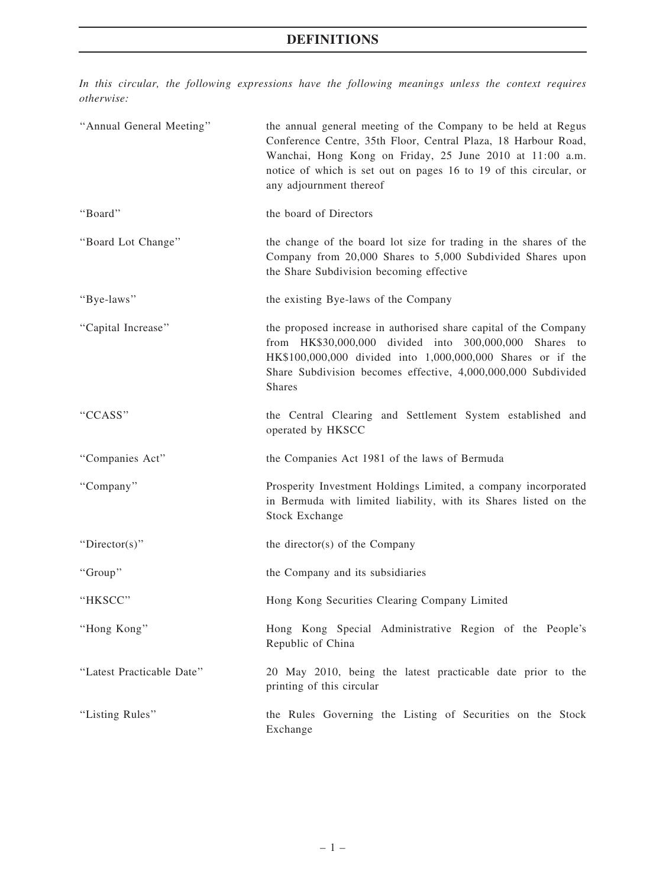# DEFINITIONS

*In this circular, the following expressions have the following meanings unless the context requires otherwise:*

| | |
|---|---|
| "Annual General Meeting" | the annual general meeting of the Company to be held at Regus Conference Centre, 35th Floor, Central Plaza, 18 Harbour Road, Wanchai, Hong Kong on Friday, 25 June 2010 at 11:00 a.m. notice of which is set out on pages 16 to 19 of this circular, or any adjournment thereof |
| "Board" | the board of Directors |
| "Board Lot Change" | the change of the board lot size for trading in the shares of the Company from 20,000 Shares to 5,000 Subdivided Shares upon the Share Subdivision becoming effective |
| "Bye-laws" | the existing Bye-laws of the Company |
| "Capital Increase" | the proposed increase in authorised share capital of the Company from HK$30,000,000 divided into 300,000,000 Shares to HK$100,000,000 divided into 1,000,000,000 Shares or if the Share Subdivision becomes effective, 4,000,000,000 Subdivided Shares |
| "CCASS" | the Central Clearing and Settlement System established and operated by HKSCC |
| "Companies Act" | the Companies Act 1981 of the laws of Bermuda |
| "Company" | Prosperity Investment Holdings Limited, a company incorporated in Bermuda with limited liability, with its Shares listed on the Stock Exchange |
| "Director(s)" | the director(s) of the Company |
| "Group" | the Company and its subsidiaries |
| "HKSCC" | Hong Kong Securities Clearing Company Limited |
| "Hong Kong" | Hong Kong Special Administrative Region of the People's Republic of China |
| "Latest Practicable Date" | 20 May 2010, being the latest practicable date prior to the printing of this circular |
| "Listing Rules" | the Rules Governing the Listing of Securities on the Stock Exchange |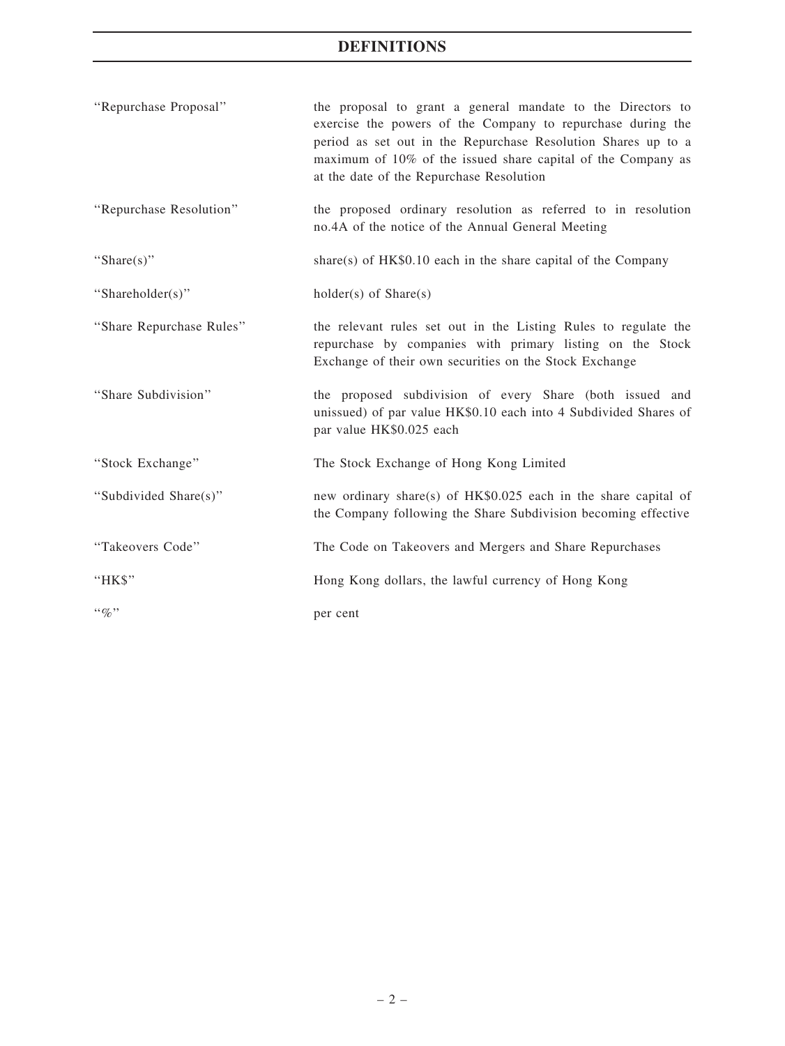# DEFINITIONS

| | |
|---|---|
| "Repurchase Proposal" | the proposal to grant a general mandate to the Directors to exercise the powers of the Company to repurchase during the period as set out in the Repurchase Resolution Shares up to a maximum of 10% of the issued share capital of the Company as at the date of the Repurchase Resolution |
| "Repurchase Resolution" | the proposed ordinary resolution as referred to in resolution no.4A of the notice of the Annual General Meeting |
| "Share(s)" | share(s) of HK$0.10 each in the share capital of the Company |
| "Shareholder(s)" | holder(s) of Share(s) |
| "Share Repurchase Rules" | the relevant rules set out in the Listing Rules to regulate the repurchase by companies with primary listing on the Stock Exchange of their own securities on the Stock Exchange |
| "Share Subdivision" | the proposed subdivision of every Share (both issued and unissued) of par value HK$0.10 each into 4 Subdivided Shares of par value HK$0.025 each |
| "Stock Exchange" | The Stock Exchange of Hong Kong Limited |
| "Subdivided Share(s)" | new ordinary share(s) of HK$0.025 each in the share capital of the Company following the Share Subdivision becoming effective |
| "Takeovers Code" | The Code on Takeovers and Mergers and Share Repurchases |
| "HK$" | Hong Kong dollars, the lawful currency of Hong Kong |
| "%" | per cent |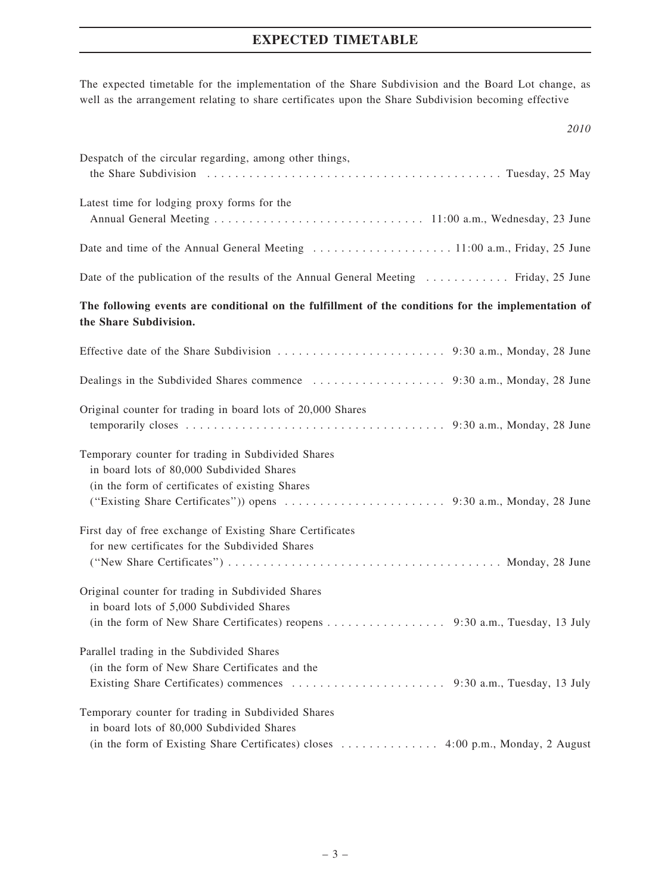# EXPECTED TIMETABLE

The expected timetable for the implementation of the Share Subdivision and the Board Lot change, as well as the arrangement relating to share certificates upon the Share Subdivision becoming effective

| | *2010* |
|---|---|
| Despatch of the circular regarding, among other things, the Share Subdivision | Tuesday, 25 May |
| Latest time for lodging proxy forms for the Annual General Meeting | 11:00 a.m., Wednesday, 23 June |
| Date and time of the Annual General Meeting | 11:00 a.m., Friday, 25 June |
| Date of the publication of the results of the Annual General Meeting | Friday, 25 June |

**The following events are conditional on the fulfillment of the conditions for the implementation of the Share Subdivision.**

| | |
|---|---|
| Effective date of the Share Subdivision | 9:30 a.m., Monday, 28 June |
| Dealings in the Subdivided Shares commence | 9:30 a.m., Monday, 28 June |
| Original counter for trading in board lots of 20,000 Shares temporarily closes | 9:30 a.m., Monday, 28 June |
| Temporary counter for trading in Subdivided Shares in board lots of 80,000 Subdivided Shares (in the form of certificates of existing Shares ("Existing Share Certificates")) opens | 9:30 a.m., Monday, 28 June |
| First day of free exchange of Existing Share Certificates for new certificates for the Subdivided Shares ("New Share Certificates") | Monday, 28 June |
| Original counter for trading in Subdivided Shares in board lots of 5,000 Subdivided Shares (in the form of New Share Certificates) reopens | 9:30 a.m., Tuesday, 13 July |
| Parallel trading in the Subdivided Shares (in the form of New Share Certificates and the Existing Share Certificates) commences | 9:30 a.m., Tuesday, 13 July |
| Temporary counter for trading in Subdivided Shares in board lots of 80,000 Subdivided Shares (in the form of Existing Share Certificates) closes | 4:00 p.m., Monday, 2 August |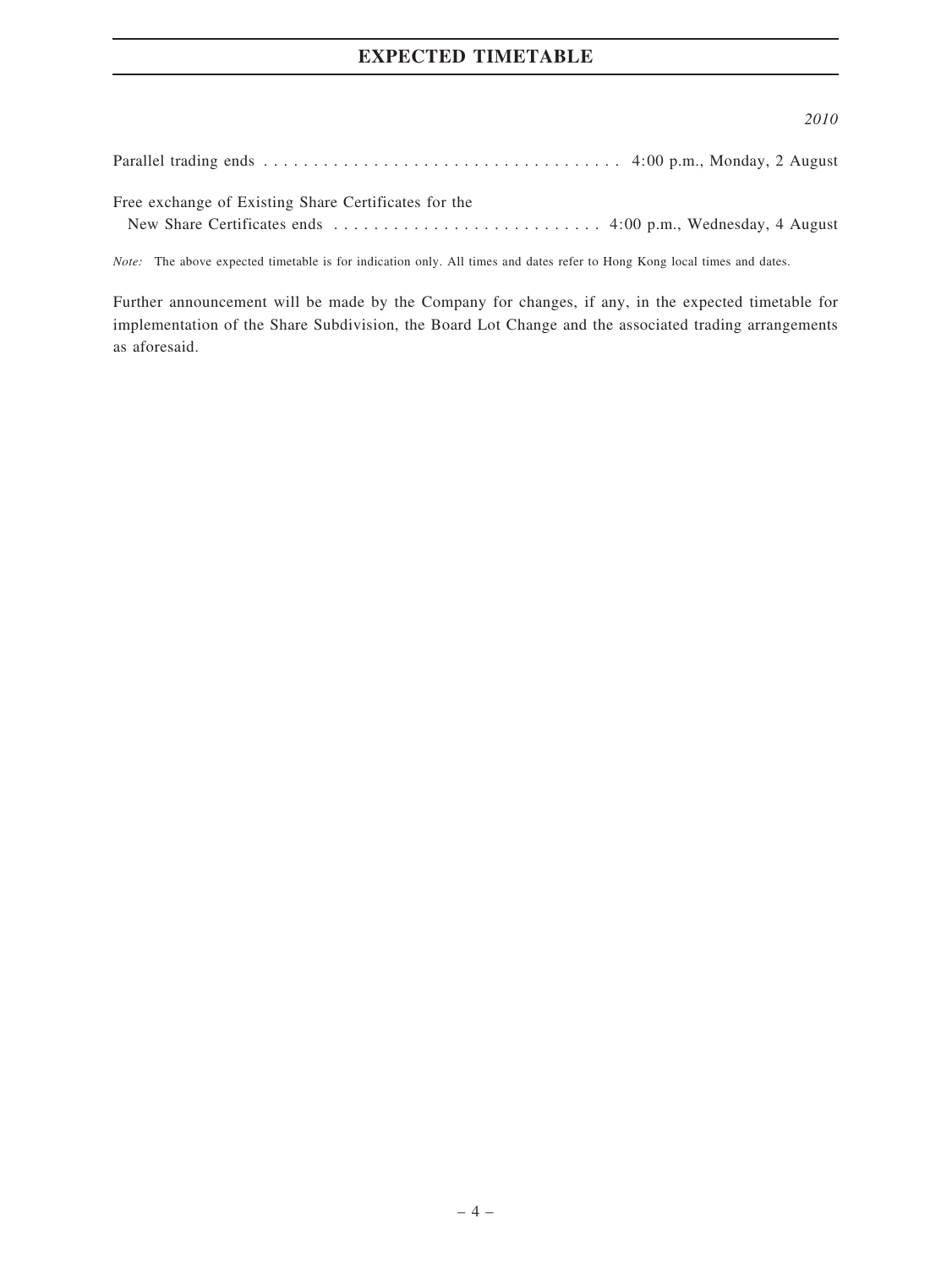# EXPECTED TIMETABLE

| | 2010 |
|---|---|
| Parallel trading ends | 4:00 p.m., Monday, 2 August |
| Free exchange of Existing Share Certificates for the New Share Certificates ends | 4:00 p.m., Wednesday, 4 August |

*Note:* The above expected timetable is for indication only. All times and dates refer to Hong Kong local times and dates.

Further announcement will be made by the Company for changes, if any, in the expected timetable for implementation of the Share Subdivision, the Board Lot Change and the associated trading arrangements as aforesaid.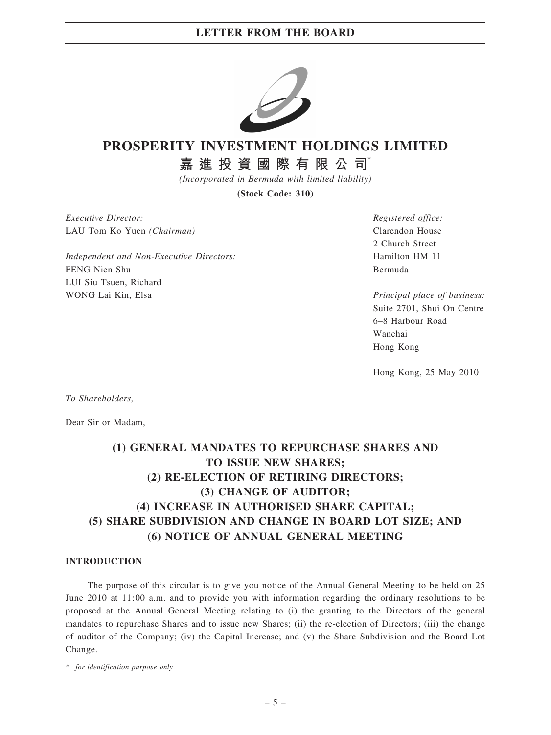# PROSPERITY INVESTMENT HOLDINGS LIMITED

## 嘉進投資國際有限公司*

*(Incorporated in Bermuda with limited liability)*

**(Stock Code: 310)**

*Executive Director:*
LAU Tom Ko Yuen *(Chairman)*

*Independent and Non-Executive Directors:*
FENG Nien Shu
LUI Siu Tsuen, Richard
WONG Lai Kin, Elsa

*Registered office:*
Clarendon House
2 Church Street
Hamilton HM 11
Bermuda

*Principal place of business:*
Suite 2701, Shui On Centre
6–8 Harbour Road
Wanchai
Hong Kong

Hong Kong, 25 May 2010

*To Shareholders,*

Dear Sir or Madam,

## (1) GENERAL MANDATES TO REPURCHASE SHARES AND TO ISSUE NEW SHARES; (2) RE-ELECTION OF RETIRING DIRECTORS; (3) CHANGE OF AUDITOR; (4) INCREASE IN AUTHORISED SHARE CAPITAL; (5) SHARE SUBDIVISION AND CHANGE IN BOARD LOT SIZE; AND (6) NOTICE OF ANNUAL GENERAL MEETING

### INTRODUCTION

The purpose of this circular is to give you notice of the Annual General Meeting to be held on 25 June 2010 at 11:00 a.m. and to provide you with information regarding the ordinary resolutions to be proposed at the Annual General Meeting relating to (i) the granting to the Directors of the general mandates to repurchase Shares and to issue new Shares; (ii) the re-election of Directors; (iii) the change of auditor of the Company; (iv) the Capital Increase; and (v) the Share Subdivision and the Board Lot Change.

\* *for identification purpose only*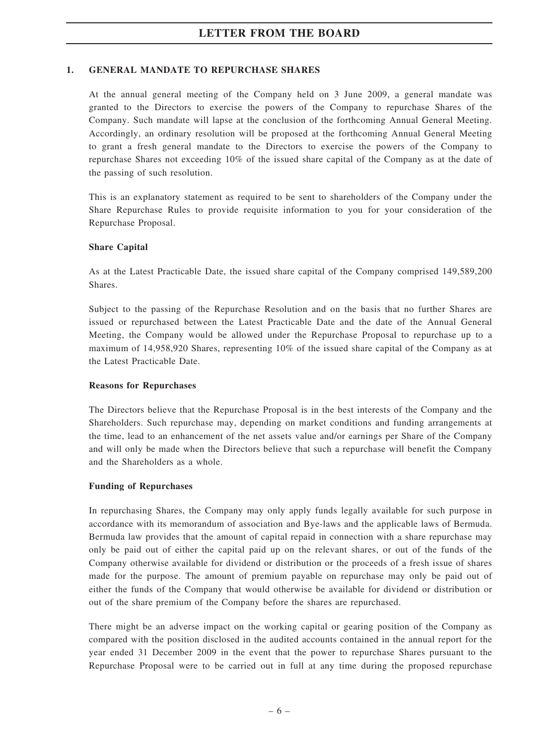## 1. GENERAL MANDATE TO REPURCHASE SHARES

At the annual general meeting of the Company held on 3 June 2009, a general mandate was granted to the Directors to exercise the powers of the Company to repurchase Shares of the Company. Such mandate will lapse at the conclusion of the forthcoming Annual General Meeting. Accordingly, an ordinary resolution will be proposed at the forthcoming Annual General Meeting to grant a fresh general mandate to the Directors to exercise the powers of the Company to repurchase Shares not exceeding 10% of the issued share capital of the Company as at the date of the passing of such resolution.

This is an explanatory statement as required to be sent to shareholders of the Company under the Share Repurchase Rules to provide requisite information to you for your consideration of the Repurchase Proposal.

### Share Capital

As at the Latest Practicable Date, the issued share capital of the Company comprised 149,589,200 Shares.

Subject to the passing of the Repurchase Resolution and on the basis that no further Shares are issued or repurchased between the Latest Practicable Date and the date of the Annual General Meeting, the Company would be allowed under the Repurchase Proposal to repurchase up to a maximum of 14,958,920 Shares, representing 10% of the issued share capital of the Company as at the Latest Practicable Date.

### Reasons for Repurchases

The Directors believe that the Repurchase Proposal is in the best interests of the Company and the Shareholders. Such repurchase may, depending on market conditions and funding arrangements at the time, lead to an enhancement of the net assets value and/or earnings per Share of the Company and will only be made when the Directors believe that such a repurchase will benefit the Company and the Shareholders as a whole.

### Funding of Repurchases

In repurchasing Shares, the Company may only apply funds legally available for such purpose in accordance with its memorandum of association and Bye-laws and the applicable laws of Bermuda. Bermuda law provides that the amount of capital repaid in connection with a share repurchase may only be paid out of either the capital paid up on the relevant shares, or out of the funds of the Company otherwise available for dividend or distribution or the proceeds of a fresh issue of shares made for the purpose. The amount of premium payable on repurchase may only be paid out of either the funds of the Company that would otherwise be available for dividend or distribution or out of the share premium of the Company before the shares are repurchased.

There might be an adverse impact on the working capital or gearing position of the Company as compared with the position disclosed in the audited accounts contained in the annual report for the year ended 31 December 2009 in the event that the power to repurchase Shares pursuant to the Repurchase Proposal were to be carried out in full at any time during the proposed repurchase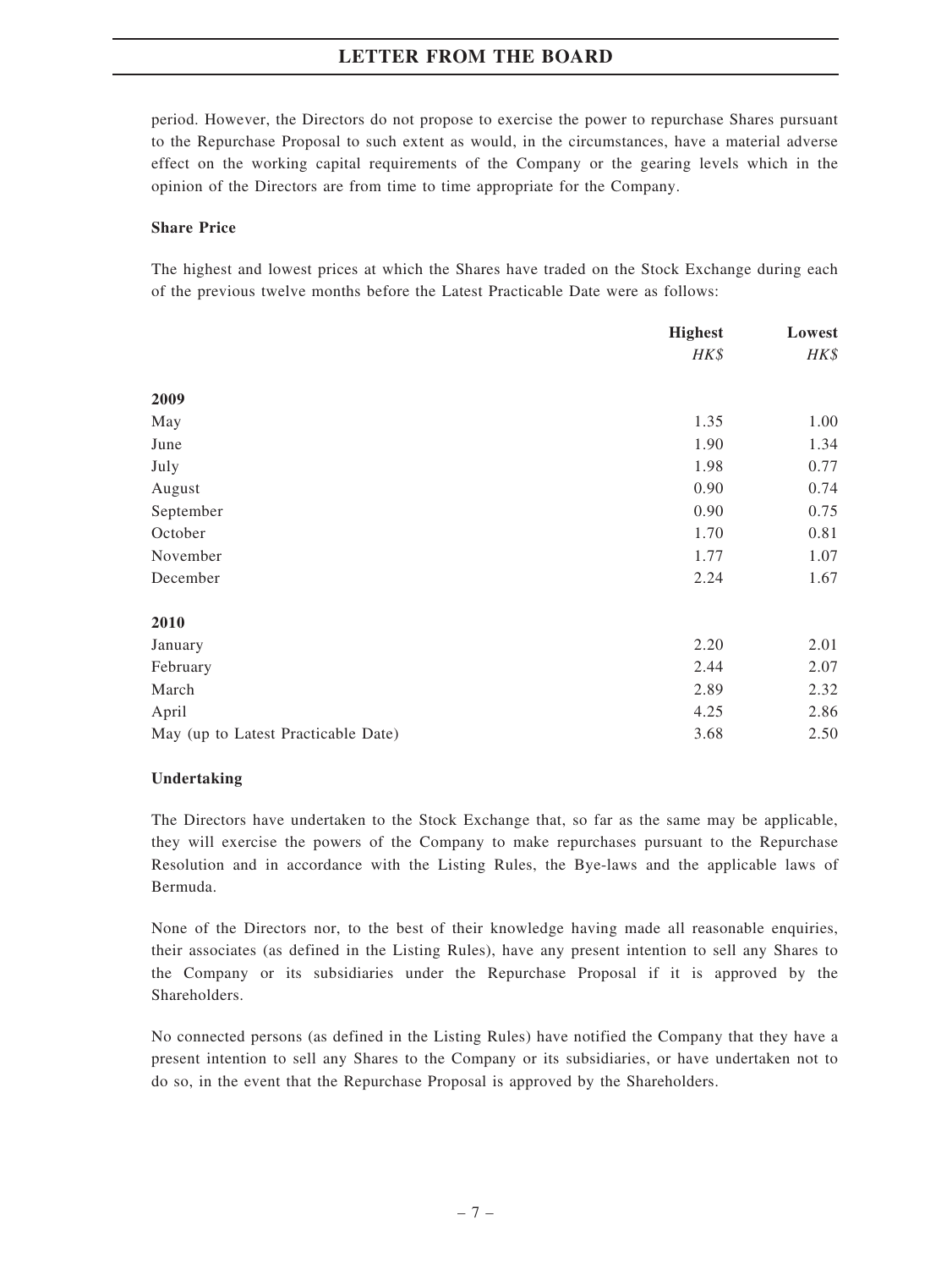period. However, the Directors do not propose to exercise the power to repurchase Shares pursuant to the Repurchase Proposal to such extent as would, in the circumstances, have a material adverse effect on the working capital requirements of the Company or the gearing levels which in the opinion of the Directors are from time to time appropriate for the Company.

**Share Price**

The highest and lowest prices at which the Shares have traded on the Stock Exchange during each of the previous twelve months before the Latest Practicable Date were as follows:

| | Highest | Lowest |
|---|---|---|
| | *HK$* | *HK$* |
| **2009** | | |
| May | 1.35 | 1.00 |
| June | 1.90 | 1.34 |
| July | 1.98 | 0.77 |
| August | 0.90 | 0.74 |
| September | 0.90 | 0.75 |
| October | 1.70 | 0.81 |
| November | 1.77 | 1.07 |
| December | 2.24 | 1.67 |
| **2010** | | |
| January | 2.20 | 2.01 |
| February | 2.44 | 2.07 |
| March | 2.89 | 2.32 |
| April | 4.25 | 2.86 |
| May (up to Latest Practicable Date) | 3.68 | 2.50 |

**Undertaking**

The Directors have undertaken to the Stock Exchange that, so far as the same may be applicable, they will exercise the powers of the Company to make repurchases pursuant to the Repurchase Resolution and in accordance with the Listing Rules, the Bye-laws and the applicable laws of Bermuda.

None of the Directors nor, to the best of their knowledge having made all reasonable enquiries, their associates (as defined in the Listing Rules), have any present intention to sell any Shares to the Company or its subsidiaries under the Repurchase Proposal if it is approved by the Shareholders.

No connected persons (as defined in the Listing Rules) have notified the Company that they have a present intention to sell any Shares to the Company or its subsidiaries, or have undertaken not to do so, in the event that the Repurchase Proposal is approved by the Shareholders.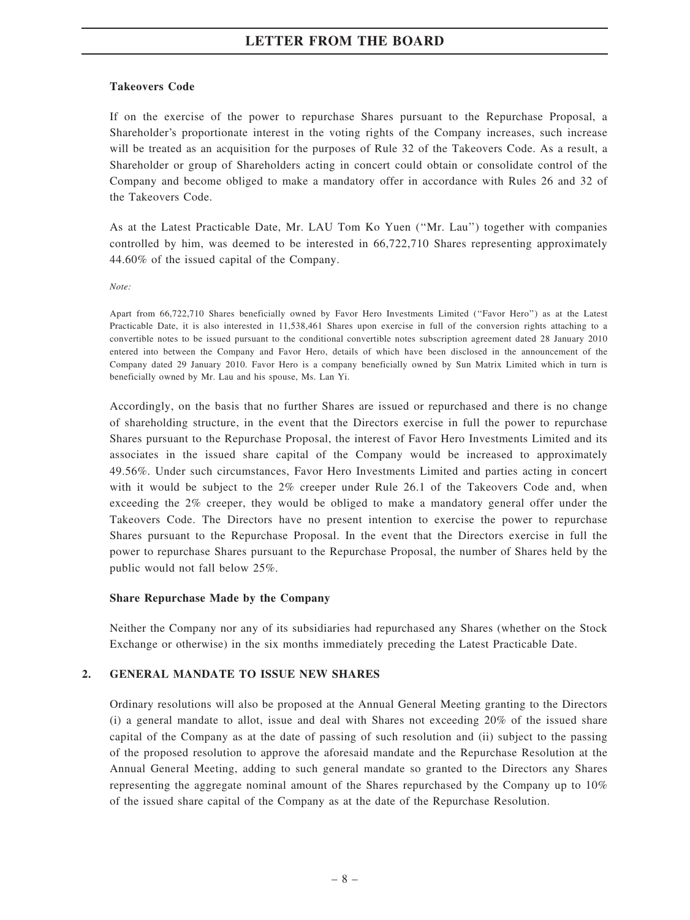**Takeovers Code**

If on the exercise of the power to repurchase Shares pursuant to the Repurchase Proposal, a Shareholder's proportionate interest in the voting rights of the Company increases, such increase will be treated as an acquisition for the purposes of Rule 32 of the Takeovers Code. As a result, a Shareholder or group of Shareholders acting in concert could obtain or consolidate control of the Company and become obliged to make a mandatory offer in accordance with Rules 26 and 32 of the Takeovers Code.

As at the Latest Practicable Date, Mr. LAU Tom Ko Yuen (''Mr. Lau'') together with companies controlled by him, was deemed to be interested in 66,722,710 Shares representing approximately 44.60% of the issued capital of the Company.

*Note:*

Apart from 66,722,710 Shares beneficially owned by Favor Hero Investments Limited (''Favor Hero'') as at the Latest Practicable Date, it is also interested in 11,538,461 Shares upon exercise in full of the conversion rights attaching to a convertible notes to be issued pursuant to the conditional convertible notes subscription agreement dated 28 January 2010 entered into between the Company and Favor Hero, details of which have been disclosed in the announcement of the Company dated 29 January 2010. Favor Hero is a company beneficially owned by Sun Matrix Limited which in turn is beneficially owned by Mr. Lau and his spouse, Ms. Lan Yi.

Accordingly, on the basis that no further Shares are issued or repurchased and there is no change of shareholding structure, in the event that the Directors exercise in full the power to repurchase Shares pursuant to the Repurchase Proposal, the interest of Favor Hero Investments Limited and its associates in the issued share capital of the Company would be increased to approximately 49.56%. Under such circumstances, Favor Hero Investments Limited and parties acting in concert with it would be subject to the 2% creeper under Rule 26.1 of the Takeovers Code and, when exceeding the 2% creeper, they would be obliged to make a mandatory general offer under the Takeovers Code. The Directors have no present intention to exercise the power to repurchase Shares pursuant to the Repurchase Proposal. In the event that the Directors exercise in full the power to repurchase Shares pursuant to the Repurchase Proposal, the number of Shares held by the public would not fall below 25%.

**Share Repurchase Made by the Company**

Neither the Company nor any of its subsidiaries had repurchased any Shares (whether on the Stock Exchange or otherwise) in the six months immediately preceding the Latest Practicable Date.

## 2. GENERAL MANDATE TO ISSUE NEW SHARES

Ordinary resolutions will also be proposed at the Annual General Meeting granting to the Directors (i) a general mandate to allot, issue and deal with Shares not exceeding 20% of the issued share capital of the Company as at the date of passing of such resolution and (ii) subject to the passing of the proposed resolution to approve the aforesaid mandate and the Repurchase Resolution at the Annual General Meeting, adding to such general mandate so granted to the Directors any Shares representing the aggregate nominal amount of the Shares repurchased by the Company up to 10% of the issued share capital of the Company as at the date of the Repurchase Resolution.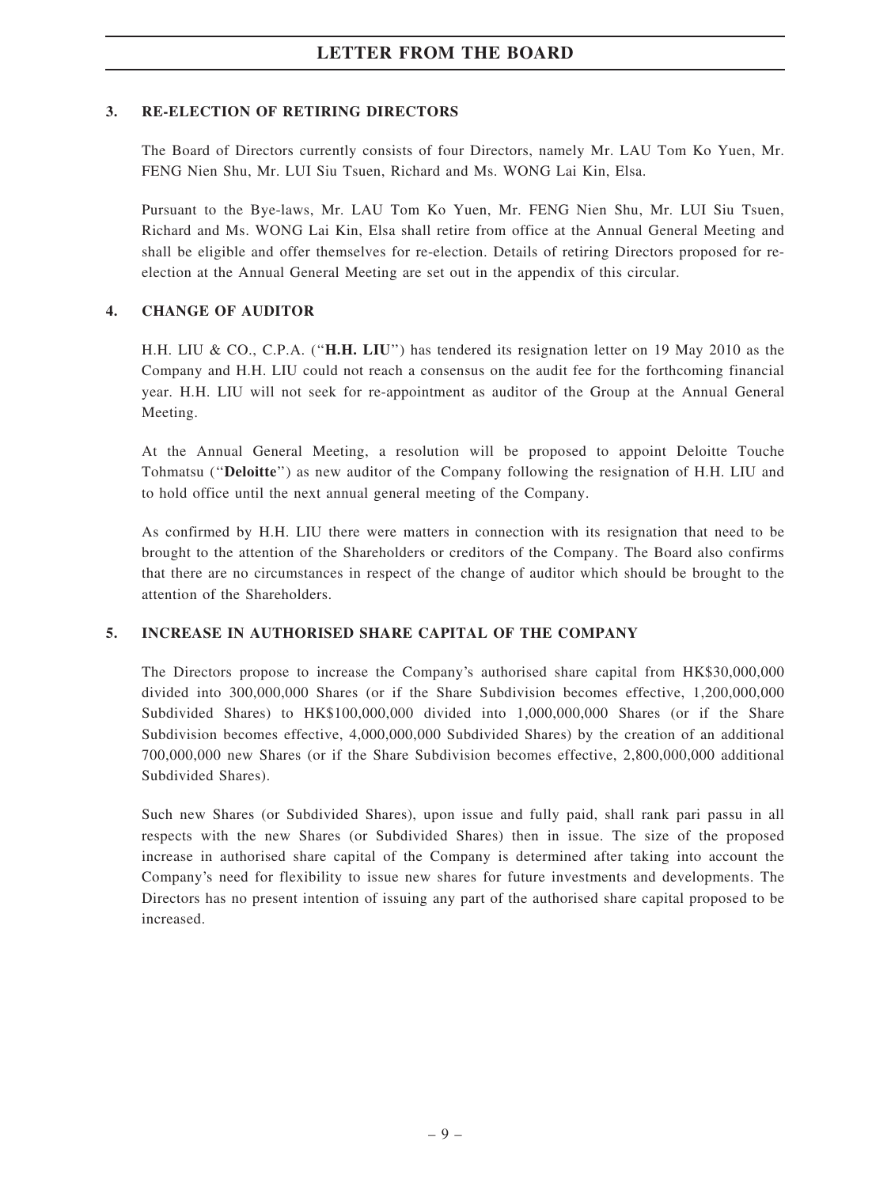## LETTER FROM THE BOARD

### 3. RE-ELECTION OF RETIRING DIRECTORS

The Board of Directors currently consists of four Directors, namely Mr. LAU Tom Ko Yuen, Mr. FENG Nien Shu, Mr. LUI Siu Tsuen, Richard and Ms. WONG Lai Kin, Elsa.

Pursuant to the Bye-laws, Mr. LAU Tom Ko Yuen, Mr. FENG Nien Shu, Mr. LUI Siu Tsuen, Richard and Ms. WONG Lai Kin, Elsa shall retire from office at the Annual General Meeting and shall be eligible and offer themselves for re-election. Details of retiring Directors proposed for re-election at the Annual General Meeting are set out in the appendix of this circular.

### 4. CHANGE OF AUDITOR

H.H. LIU & CO., C.P.A. ("**H.H. LIU**") has tendered its resignation letter on 19 May 2010 as the Company and H.H. LIU could not reach a consensus on the audit fee for the forthcoming financial year. H.H. LIU will not seek for re-appointment as auditor of the Group at the Annual General Meeting.

At the Annual General Meeting, a resolution will be proposed to appoint Deloitte Touche Tohmatsu ("**Deloitte**") as new auditor of the Company following the resignation of H.H. LIU and to hold office until the next annual general meeting of the Company.

As confirmed by H.H. LIU there were matters in connection with its resignation that need to be brought to the attention of the Shareholders or creditors of the Company. The Board also confirms that there are no circumstances in respect of the change of auditor which should be brought to the attention of the Shareholders.

### 5. INCREASE IN AUTHORISED SHARE CAPITAL OF THE COMPANY

The Directors propose to increase the Company's authorised share capital from HK$30,000,000 divided into 300,000,000 Shares (or if the Share Subdivision becomes effective, 1,200,000,000 Subdivided Shares) to HK$100,000,000 divided into 1,000,000,000 Shares (or if the Share Subdivision becomes effective, 4,000,000,000 Subdivided Shares) by the creation of an additional 700,000,000 new Shares (or if the Share Subdivision becomes effective, 2,800,000,000 additional Subdivided Shares).

Such new Shares (or Subdivided Shares), upon issue and fully paid, shall rank pari passu in all respects with the new Shares (or Subdivided Shares) then in issue. The size of the proposed increase in authorised share capital of the Company is determined after taking into account the Company's need for flexibility to issue new shares for future investments and developments. The Directors has no present intention of issuing any part of the authorised share capital proposed to be increased.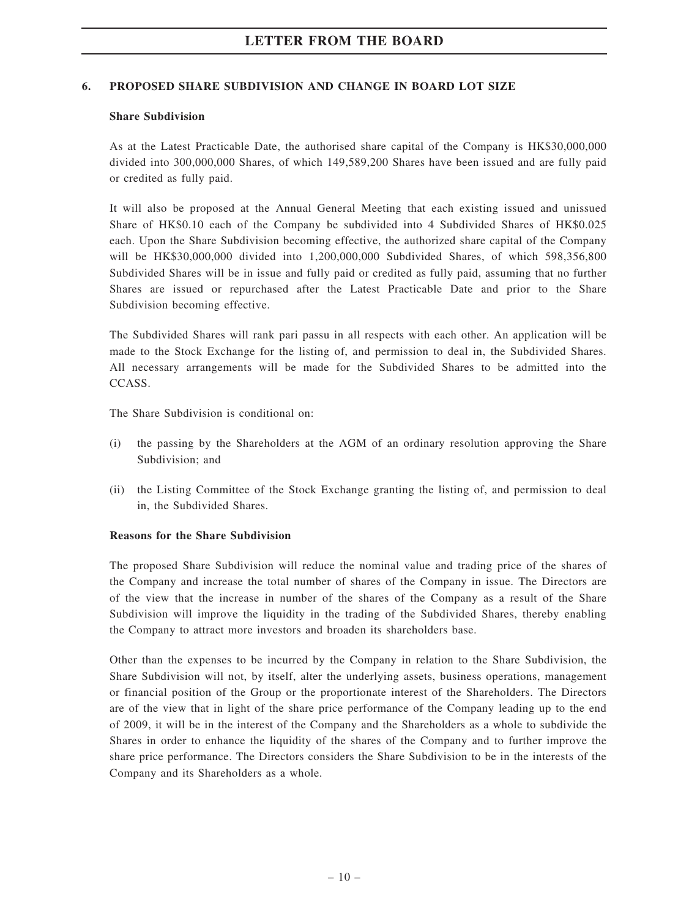## 6. PROPOSED SHARE SUBDIVISION AND CHANGE IN BOARD LOT SIZE

### Share Subdivision

As at the Latest Practicable Date, the authorised share capital of the Company is HK$30,000,000 divided into 300,000,000 Shares, of which 149,589,200 Shares have been issued and are fully paid or credited as fully paid.

It will also be proposed at the Annual General Meeting that each existing issued and unissued Share of HK$0.10 each of the Company be subdivided into 4 Subdivided Shares of HK$0.025 each. Upon the Share Subdivision becoming effective, the authorized share capital of the Company will be HK$30,000,000 divided into 1,200,000,000 Subdivided Shares, of which 598,356,800 Subdivided Shares will be in issue and fully paid or credited as fully paid, assuming that no further Shares are issued or repurchased after the Latest Practicable Date and prior to the Share Subdivision becoming effective.

The Subdivided Shares will rank pari passu in all respects with each other. An application will be made to the Stock Exchange for the listing of, and permission to deal in, the Subdivided Shares. All necessary arrangements will be made for the Subdivided Shares to be admitted into the CCASS.

The Share Subdivision is conditional on:

(i) the passing by the Shareholders at the AGM of an ordinary resolution approving the Share Subdivision; and

(ii) the Listing Committee of the Stock Exchange granting the listing of, and permission to deal in, the Subdivided Shares.

### Reasons for the Share Subdivision

The proposed Share Subdivision will reduce the nominal value and trading price of the shares of the Company and increase the total number of shares of the Company in issue. The Directors are of the view that the increase in number of the shares of the Company as a result of the Share Subdivision will improve the liquidity in the trading of the Subdivided Shares, thereby enabling the Company to attract more investors and broaden its shareholders base.

Other than the expenses to be incurred by the Company in relation to the Share Subdivision, the Share Subdivision will not, by itself, alter the underlying assets, business operations, management or financial position of the Group or the proportionate interest of the Shareholders. The Directors are of the view that in light of the share price performance of the Company leading up to the end of 2009, it will be in the interest of the Company and the Shareholders as a whole to subdivide the Shares in order to enhance the liquidity of the shares of the Company and to further improve the share price performance. The Directors considers the Share Subdivision to be in the interests of the Company and its Shareholders as a whole.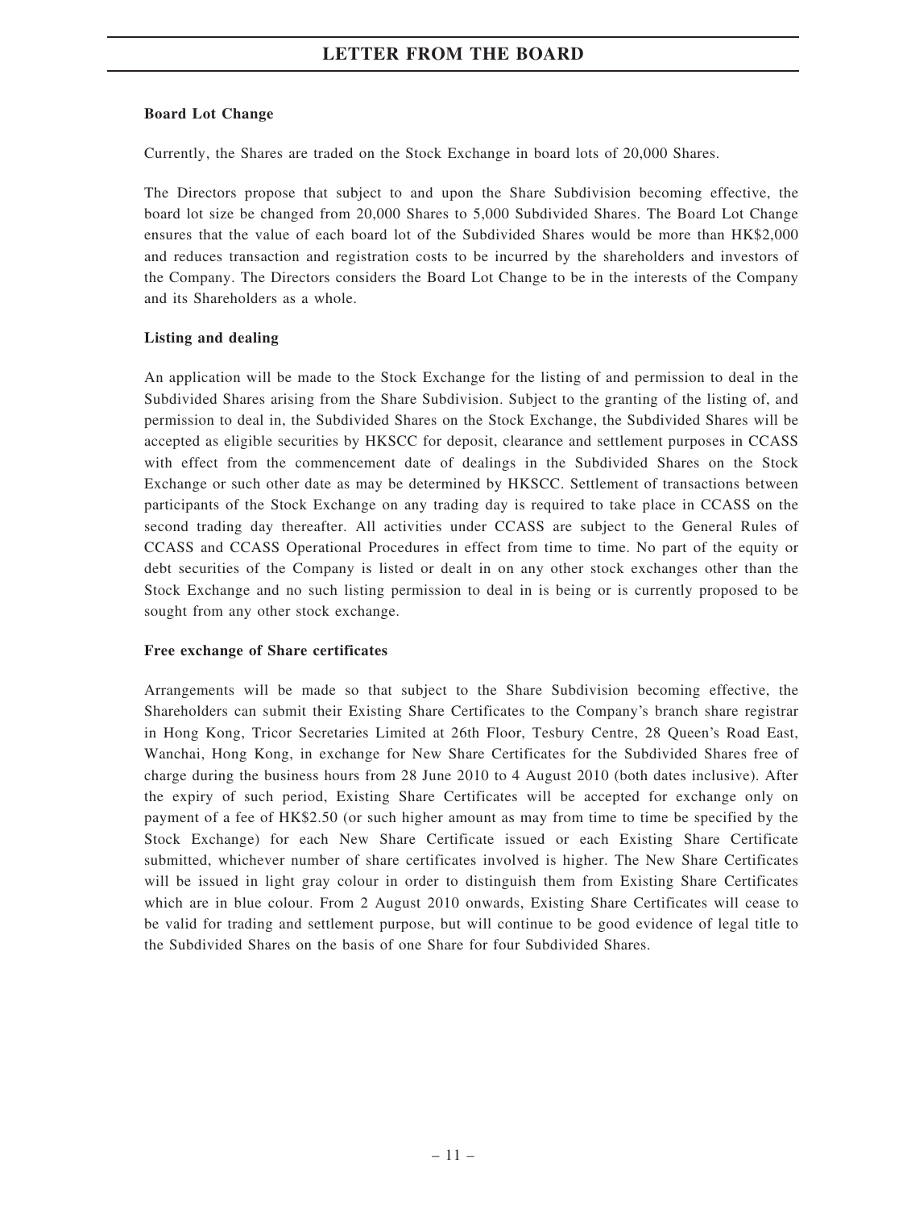**Board Lot Change**

Currently, the Shares are traded on the Stock Exchange in board lots of 20,000 Shares.

The Directors propose that subject to and upon the Share Subdivision becoming effective, the board lot size be changed from 20,000 Shares to 5,000 Subdivided Shares. The Board Lot Change ensures that the value of each board lot of the Subdivided Shares would be more than HK$2,000 and reduces transaction and registration costs to be incurred by the shareholders and investors of the Company. The Directors considers the Board Lot Change to be in the interests of the Company and its Shareholders as a whole.

**Listing and dealing**

An application will be made to the Stock Exchange for the listing of and permission to deal in the Subdivided Shares arising from the Share Subdivision. Subject to the granting of the listing of, and permission to deal in, the Subdivided Shares on the Stock Exchange, the Subdivided Shares will be accepted as eligible securities by HKSCC for deposit, clearance and settlement purposes in CCASS with effect from the commencement date of dealings in the Subdivided Shares on the Stock Exchange or such other date as may be determined by HKSCC. Settlement of transactions between participants of the Stock Exchange on any trading day is required to take place in CCASS on the second trading day thereafter. All activities under CCASS are subject to the General Rules of CCASS and CCASS Operational Procedures in effect from time to time. No part of the equity or debt securities of the Company is listed or dealt in on any other stock exchanges other than the Stock Exchange and no such listing permission to deal in is being or is currently proposed to be sought from any other stock exchange.

**Free exchange of Share certificates**

Arrangements will be made so that subject to the Share Subdivision becoming effective, the Shareholders can submit their Existing Share Certificates to the Company's branch share registrar in Hong Kong, Tricor Secretaries Limited at 26th Floor, Tesbury Centre, 28 Queen's Road East, Wanchai, Hong Kong, in exchange for New Share Certificates for the Subdivided Shares free of charge during the business hours from 28 June 2010 to 4 August 2010 (both dates inclusive). After the expiry of such period, Existing Share Certificates will be accepted for exchange only on payment of a fee of HK$2.50 (or such higher amount as may from time to time be specified by the Stock Exchange) for each New Share Certificate issued or each Existing Share Certificate submitted, whichever number of share certificates involved is higher. The New Share Certificates will be issued in light gray colour in order to distinguish them from Existing Share Certificates which are in blue colour. From 2 August 2010 onwards, Existing Share Certificates will cease to be valid for trading and settlement purpose, but will continue to be good evidence of legal title to the Subdivided Shares on the basis of one Share for four Subdivided Shares.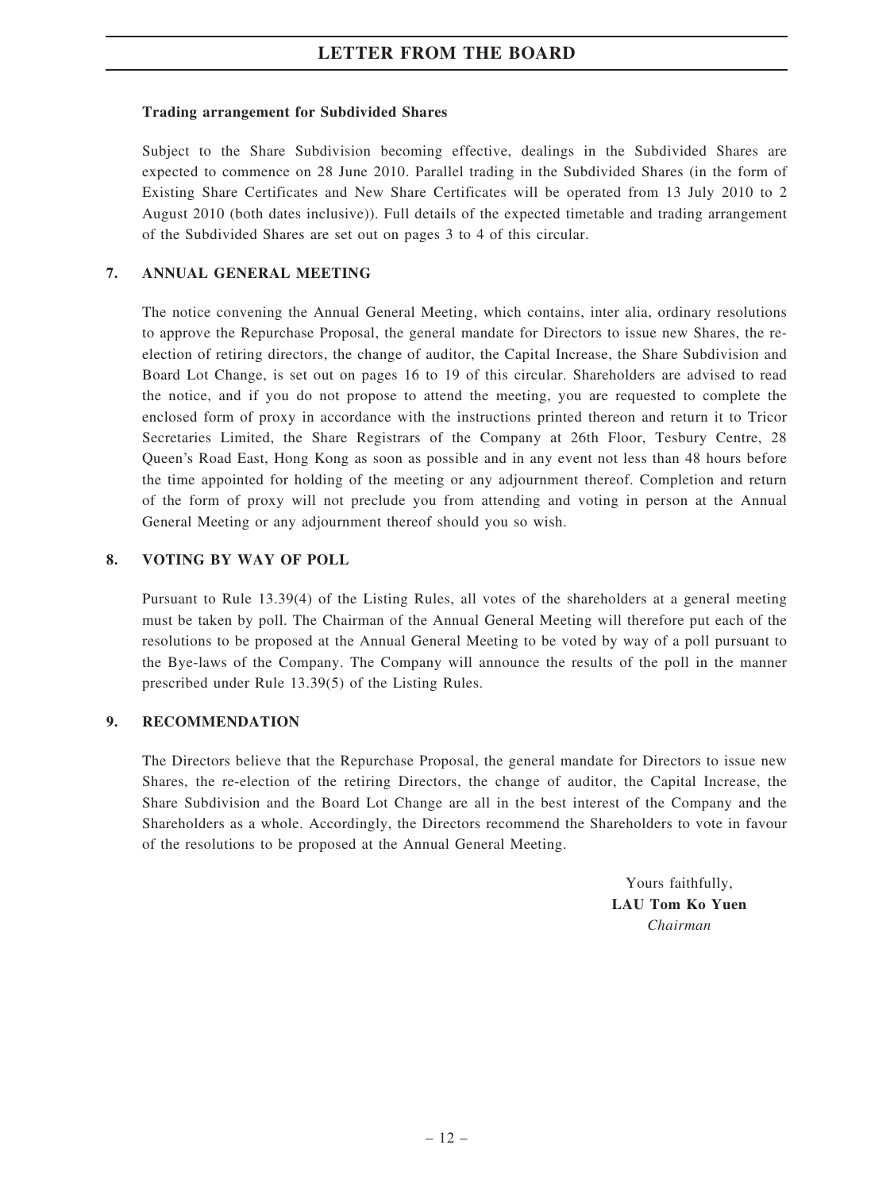**Trading arrangement for Subdivided Shares**

Subject to the Share Subdivision becoming effective, dealings in the Subdivided Shares are expected to commence on 28 June 2010. Parallel trading in the Subdivided Shares (in the form of Existing Share Certificates and New Share Certificates will be operated from 13 July 2010 to 2 August 2010 (both dates inclusive)). Full details of the expected timetable and trading arrangement of the Subdivided Shares are set out on pages 3 to 4 of this circular.

## 7. ANNUAL GENERAL MEETING

The notice convening the Annual General Meeting, which contains, inter alia, ordinary resolutions to approve the Repurchase Proposal, the general mandate for Directors to issue new Shares, the re-election of retiring directors, the change of auditor, the Capital Increase, the Share Subdivision and Board Lot Change, is set out on pages 16 to 19 of this circular. Shareholders are advised to read the notice, and if you do not propose to attend the meeting, you are requested to complete the enclosed form of proxy in accordance with the instructions printed thereon and return it to Tricor Secretaries Limited, the Share Registrars of the Company at 26th Floor, Tesbury Centre, 28 Queen's Road East, Hong Kong as soon as possible and in any event not less than 48 hours before the time appointed for holding of the meeting or any adjournment thereof. Completion and return of the form of proxy will not preclude you from attending and voting in person at the Annual General Meeting or any adjournment thereof should you so wish.

## 8. VOTING BY WAY OF POLL

Pursuant to Rule 13.39(4) of the Listing Rules, all votes of the shareholders at a general meeting must be taken by poll. The Chairman of the Annual General Meeting will therefore put each of the resolutions to be proposed at the Annual General Meeting to be voted by way of a poll pursuant to the Bye-laws of the Company. The Company will announce the results of the poll in the manner prescribed under Rule 13.39(5) of the Listing Rules.

## 9. RECOMMENDATION

The Directors believe that the Repurchase Proposal, the general mandate for Directors to issue new Shares, the re-election of the retiring Directors, the change of auditor, the Capital Increase, the Share Subdivision and the Board Lot Change are all in the best interest of the Company and the Shareholders as a whole. Accordingly, the Directors recommend the Shareholders to vote in favour of the resolutions to be proposed at the Annual General Meeting.

Yours faithfully,
**LAU Tom Ko Yuen**
*Chairman*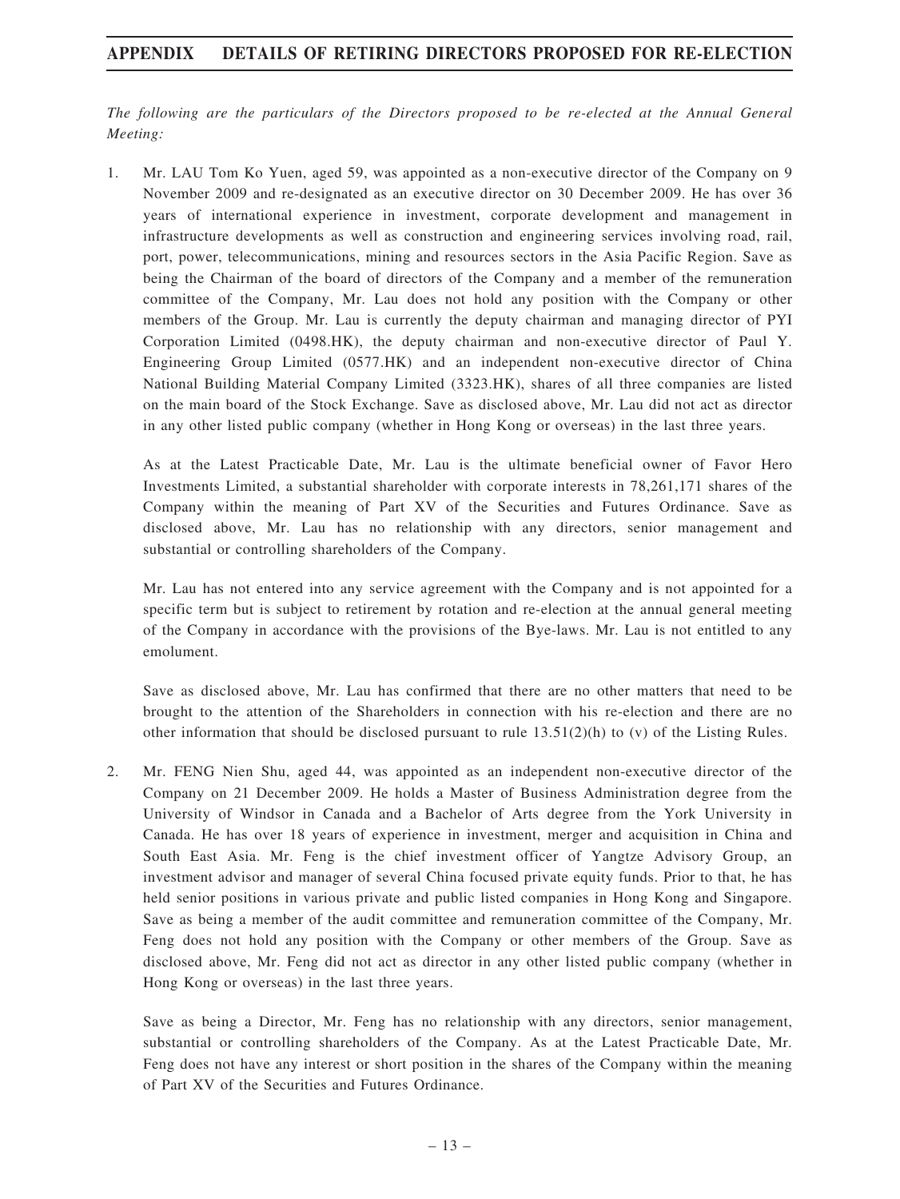## APPENDIX DETAILS OF RETIRING DIRECTORS PROPOSED FOR RE-ELECTION

*The following are the particulars of the Directors proposed to be re-elected at the Annual General Meeting:*

1. Mr. LAU Tom Ko Yuen, aged 59, was appointed as a non-executive director of the Company on 9 November 2009 and re-designated as an executive director on 30 December 2009. He has over 36 years of international experience in investment, corporate development and management in infrastructure developments as well as construction and engineering services involving road, rail, port, power, telecommunications, mining and resources sectors in the Asia Pacific Region. Save as being the Chairman of the board of directors of the Company and a member of the remuneration committee of the Company, Mr. Lau does not hold any position with the Company or other members of the Group. Mr. Lau is currently the deputy chairman and managing director of PYI Corporation Limited (0498.HK), the deputy chairman and non-executive director of Paul Y. Engineering Group Limited (0577.HK) and an independent non-executive director of China National Building Material Company Limited (3323.HK), shares of all three companies are listed on the main board of the Stock Exchange. Save as disclosed above, Mr. Lau did not act as director in any other listed public company (whether in Hong Kong or overseas) in the last three years.

   As at the Latest Practicable Date, Mr. Lau is the ultimate beneficial owner of Favor Hero Investments Limited, a substantial shareholder with corporate interests in 78,261,171 shares of the Company within the meaning of Part XV of the Securities and Futures Ordinance. Save as disclosed above, Mr. Lau has no relationship with any directors, senior management and substantial or controlling shareholders of the Company.

   Mr. Lau has not entered into any service agreement with the Company and is not appointed for a specific term but is subject to retirement by rotation and re-election at the annual general meeting of the Company in accordance with the provisions of the Bye-laws. Mr. Lau is not entitled to any emolument.

   Save as disclosed above, Mr. Lau has confirmed that there are no other matters that need to be brought to the attention of the Shareholders in connection with his re-election and there are no other information that should be disclosed pursuant to rule 13.51(2)(h) to (v) of the Listing Rules.

2. Mr. FENG Nien Shu, aged 44, was appointed as an independent non-executive director of the Company on 21 December 2009. He holds a Master of Business Administration degree from the University of Windsor in Canada and a Bachelor of Arts degree from the York University in Canada. He has over 18 years of experience in investment, merger and acquisition in China and South East Asia. Mr. Feng is the chief investment officer of Yangtze Advisory Group, an investment advisor and manager of several China focused private equity funds. Prior to that, he has held senior positions in various private and public listed companies in Hong Kong and Singapore. Save as being a member of the audit committee and remuneration committee of the Company, Mr. Feng does not hold any position with the Company or other members of the Group. Save as disclosed above, Mr. Feng did not act as director in any other listed public company (whether in Hong Kong or overseas) in the last three years.

   Save as being a Director, Mr. Feng has no relationship with any directors, senior management, substantial or controlling shareholders of the Company. As at the Latest Practicable Date, Mr. Feng does not have any interest or short position in the shares of the Company within the meaning of Part XV of the Securities and Futures Ordinance.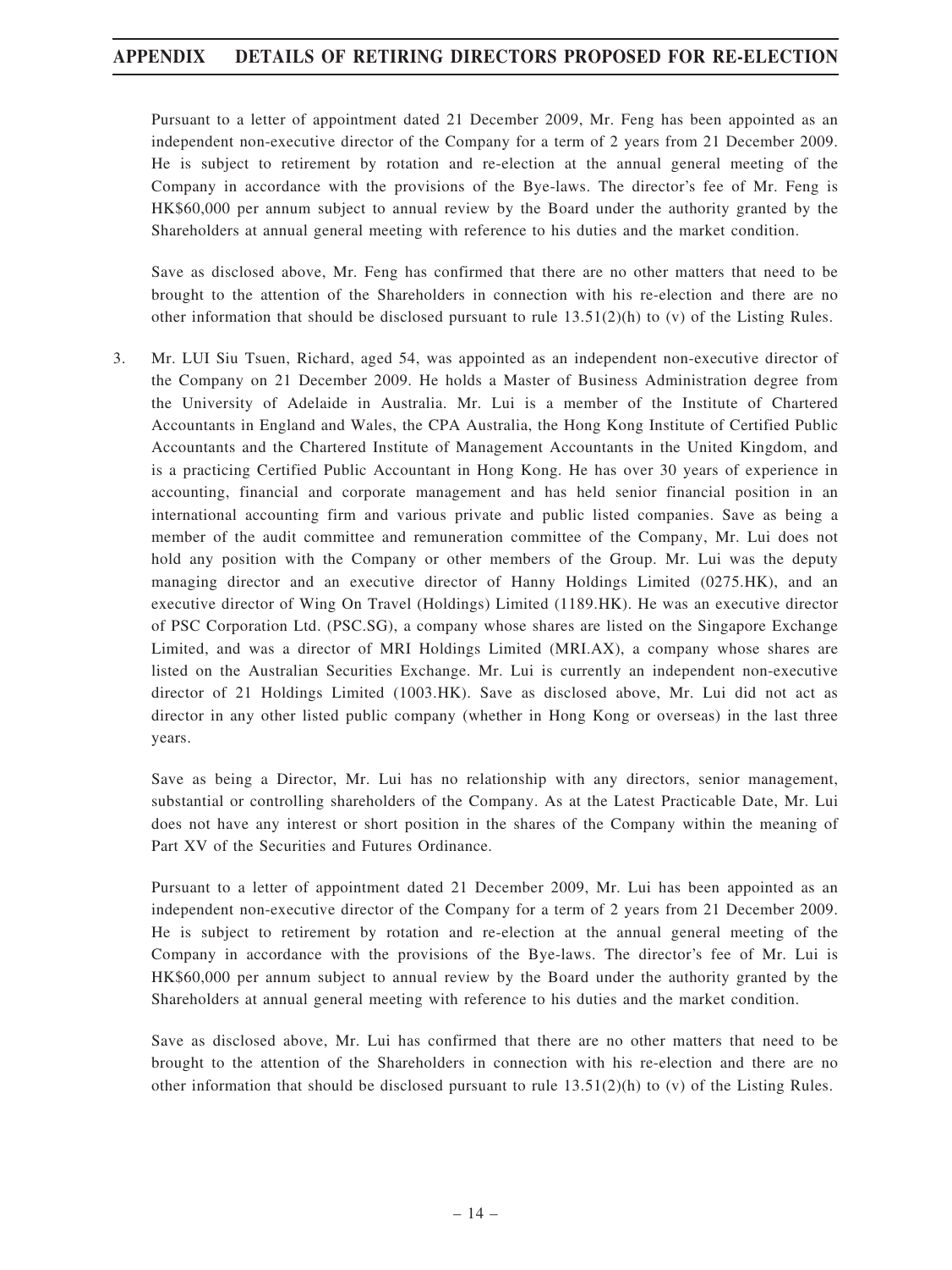Pursuant to a letter of appointment dated 21 December 2009, Mr. Feng has been appointed as an independent non-executive director of the Company for a term of 2 years from 21 December 2009. He is subject to retirement by rotation and re-election at the annual general meeting of the Company in accordance with the provisions of the Bye-laws. The director's fee of Mr. Feng is HK$60,000 per annum subject to annual review by the Board under the authority granted by the Shareholders at annual general meeting with reference to his duties and the market condition.

Save as disclosed above, Mr. Feng has confirmed that there are no other matters that need to be brought to the attention of the Shareholders in connection with his re-election and there are no other information that should be disclosed pursuant to rule 13.51(2)(h) to (v) of the Listing Rules.

3. Mr. LUI Siu Tsuen, Richard, aged 54, was appointed as an independent non-executive director of the Company on 21 December 2009. He holds a Master of Business Administration degree from the University of Adelaide in Australia. Mr. Lui is a member of the Institute of Chartered Accountants in England and Wales, the CPA Australia, the Hong Kong Institute of Certified Public Accountants and the Chartered Institute of Management Accountants in the United Kingdom, and is a practicing Certified Public Accountant in Hong Kong. He has over 30 years of experience in accounting, financial and corporate management and has held senior financial position in an international accounting firm and various private and public listed companies. Save as being a member of the audit committee and remuneration committee of the Company, Mr. Lui does not hold any position with the Company or other members of the Group. Mr. Lui was the deputy managing director and an executive director of Hanny Holdings Limited (0275.HK), and an executive director of Wing On Travel (Holdings) Limited (1189.HK). He was an executive director of PSC Corporation Ltd. (PSC.SG), a company whose shares are listed on the Singapore Exchange Limited, and was a director of MRI Holdings Limited (MRI.AX), a company whose shares are listed on the Australian Securities Exchange. Mr. Lui is currently an independent non-executive director of 21 Holdings Limited (1003.HK). Save as disclosed above, Mr. Lui did not act as director in any other listed public company (whether in Hong Kong or overseas) in the last three years.

   Save as being a Director, Mr. Lui has no relationship with any directors, senior management, substantial or controlling shareholders of the Company. As at the Latest Practicable Date, Mr. Lui does not have any interest or short position in the shares of the Company within the meaning of Part XV of the Securities and Futures Ordinance.

   Pursuant to a letter of appointment dated 21 December 2009, Mr. Lui has been appointed as an independent non-executive director of the Company for a term of 2 years from 21 December 2009. He is subject to retirement by rotation and re-election at the annual general meeting of the Company in accordance with the provisions of the Bye-laws. The director's fee of Mr. Lui is HK$60,000 per annum subject to annual review by the Board under the authority granted by the Shareholders at annual general meeting with reference to his duties and the market condition.

   Save as disclosed above, Mr. Lui has confirmed that there are no other matters that need to be brought to the attention of the Shareholders in connection with his re-election and there are no other information that should be disclosed pursuant to rule 13.51(2)(h) to (v) of the Listing Rules.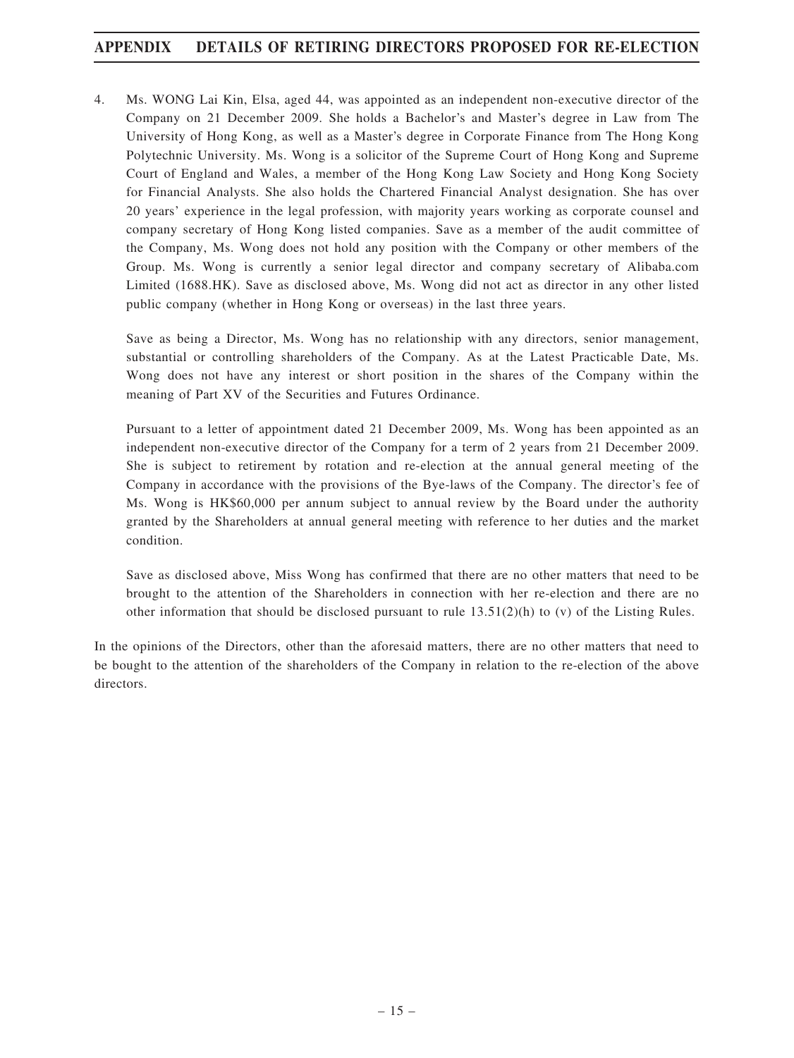4. Ms. WONG Lai Kin, Elsa, aged 44, was appointed as an independent non-executive director of the Company on 21 December 2009. She holds a Bachelor's and Master's degree in Law from The University of Hong Kong, as well as a Master's degree in Corporate Finance from The Hong Kong Polytechnic University. Ms. Wong is a solicitor of the Supreme Court of Hong Kong and Supreme Court of England and Wales, a member of the Hong Kong Law Society and Hong Kong Society for Financial Analysts. She also holds the Chartered Financial Analyst designation. She has over 20 years' experience in the legal profession, with majority years working as corporate counsel and company secretary of Hong Kong listed companies. Save as a member of the audit committee of the Company, Ms. Wong does not hold any position with the Company or other members of the Group. Ms. Wong is currently a senior legal director and company secretary of Alibaba.com Limited (1688.HK). Save as disclosed above, Ms. Wong did not act as director in any other listed public company (whether in Hong Kong or overseas) in the last three years.

   Save as being a Director, Ms. Wong has no relationship with any directors, senior management, substantial or controlling shareholders of the Company. As at the Latest Practicable Date, Ms. Wong does not have any interest or short position in the shares of the Company within the meaning of Part XV of the Securities and Futures Ordinance.

   Pursuant to a letter of appointment dated 21 December 2009, Ms. Wong has been appointed as an independent non-executive director of the Company for a term of 2 years from 21 December 2009. She is subject to retirement by rotation and re-election at the annual general meeting of the Company in accordance with the provisions of the Bye-laws of the Company. The director's fee of Ms. Wong is HK$60,000 per annum subject to annual review by the Board under the authority granted by the Shareholders at annual general meeting with reference to her duties and the market condition.

   Save as disclosed above, Miss Wong has confirmed that there are no other matters that need to be brought to the attention of the Shareholders in connection with her re-election and there are no other information that should be disclosed pursuant to rule 13.51(2)(h) to (v) of the Listing Rules.

In the opinions of the Directors, other than the aforesaid matters, there are no other matters that need to be bought to the attention of the shareholders of the Company in relation to the re-election of the above directors.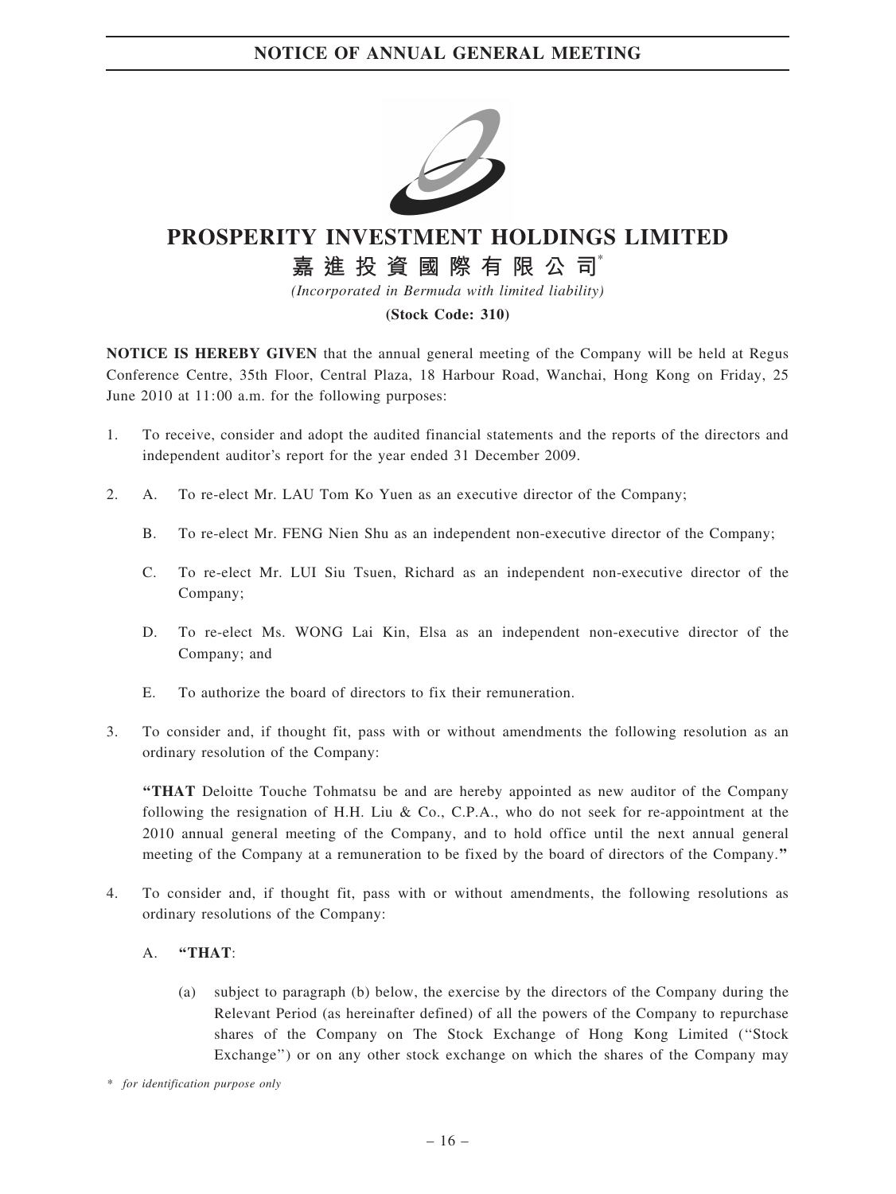# NOTICE OF ANNUAL GENERAL MEETING

# PROSPERITY INVESTMENT HOLDINGS LIMITED

## 嘉進投資國際有限公司*

*(Incorporated in Bermuda with limited liability)*

**(Stock Code: 310)**

**NOTICE IS HEREBY GIVEN** that the annual general meeting of the Company will be held at Regus Conference Centre, 35th Floor, Central Plaza, 18 Harbour Road, Wanchai, Hong Kong on Friday, 25 June 2010 at 11:00 a.m. for the following purposes:

1. To receive, consider and adopt the audited financial statements and the reports of the directors and independent auditor's report for the year ended 31 December 2009.

2. A. To re-elect Mr. LAU Tom Ko Yuen as an executive director of the Company;

   B. To re-elect Mr. FENG Nien Shu as an independent non-executive director of the Company;

   C. To re-elect Mr. LUI Siu Tsuen, Richard as an independent non-executive director of the Company;

   D. To re-elect Ms. WONG Lai Kin, Elsa as an independent non-executive director of the Company; and

   E. To authorize the board of directors to fix their remuneration.

3. To consider and, if thought fit, pass with or without amendments the following resolution as an ordinary resolution of the Company:

   **"THAT** Deloitte Touche Tohmatsu be and are hereby appointed as new auditor of the Company following the resignation of H.H. Liu & Co., C.P.A., who do not seek for re-appointment at the 2010 annual general meeting of the Company, and to hold office until the next annual general meeting of the Company at a remuneration to be fixed by the board of directors of the Company.**"**

4. To consider and, if thought fit, pass with or without amendments, the following resolutions as ordinary resolutions of the Company:

   A. **"THAT**:

      (a) subject to paragraph (b) below, the exercise by the directors of the Company during the Relevant Period (as hereinafter defined) of all the powers of the Company to repurchase shares of the Company on The Stock Exchange of Hong Kong Limited ("Stock Exchange") or on any other stock exchange on which the shares of the Company may

\* *for identification purpose only*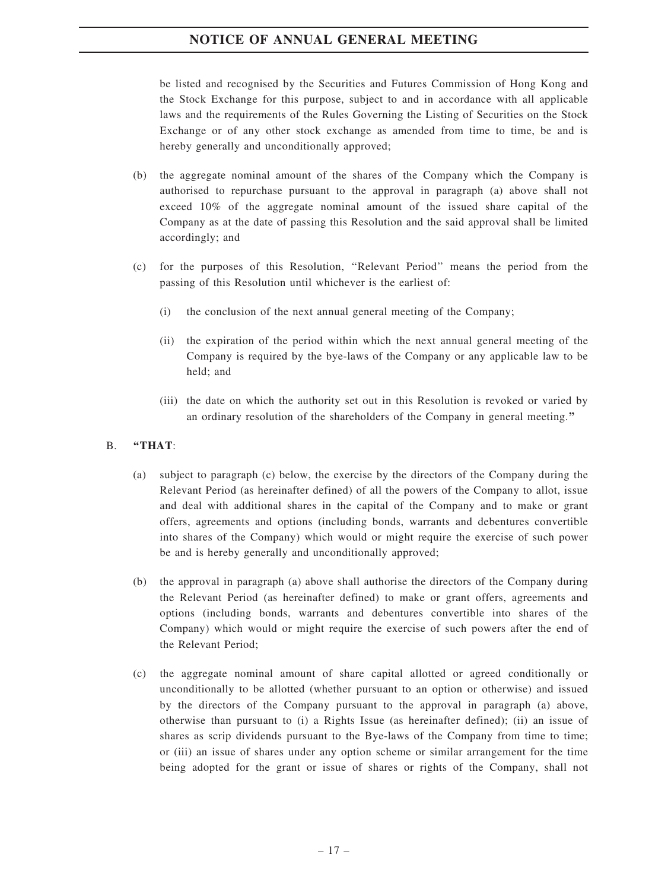be listed and recognised by the Securities and Futures Commission of Hong Kong and the Stock Exchange for this purpose, subject to and in accordance with all applicable laws and the requirements of the Rules Governing the Listing of Securities on the Stock Exchange or of any other stock exchange as amended from time to time, be and is hereby generally and unconditionally approved;

(b) the aggregate nominal amount of the shares of the Company which the Company is authorised to repurchase pursuant to the approval in paragraph (a) above shall not exceed 10% of the aggregate nominal amount of the issued share capital of the Company as at the date of passing this Resolution and the said approval shall be limited accordingly; and

(c) for the purposes of this Resolution, "Relevant Period" means the period from the passing of this Resolution until whichever is the earliest of:

(i) the conclusion of the next annual general meeting of the Company;

(ii) the expiration of the period within which the next annual general meeting of the Company is required by the bye-laws of the Company or any applicable law to be held; and

(iii) the date on which the authority set out in this Resolution is revoked or varied by an ordinary resolution of the shareholders of the Company in general meeting."

B. **"THAT**:

(a) subject to paragraph (c) below, the exercise by the directors of the Company during the Relevant Period (as hereinafter defined) of all the powers of the Company to allot, issue and deal with additional shares in the capital of the Company and to make or grant offers, agreements and options (including bonds, warrants and debentures convertible into shares of the Company) which would or might require the exercise of such power be and is hereby generally and unconditionally approved;

(b) the approval in paragraph (a) above shall authorise the directors of the Company during the Relevant Period (as hereinafter defined) to make or grant offers, agreements and options (including bonds, warrants and debentures convertible into shares of the Company) which would or might require the exercise of such powers after the end of the Relevant Period;

(c) the aggregate nominal amount of share capital allotted or agreed conditionally or unconditionally to be allotted (whether pursuant to an option or otherwise) and issued by the directors of the Company pursuant to the approval in paragraph (a) above, otherwise than pursuant to (i) a Rights Issue (as hereinafter defined); (ii) an issue of shares as scrip dividends pursuant to the Bye-laws of the Company from time to time; or (iii) an issue of shares under any option scheme or similar arrangement for the time being adopted for the grant or issue of shares or rights of the Company, shall not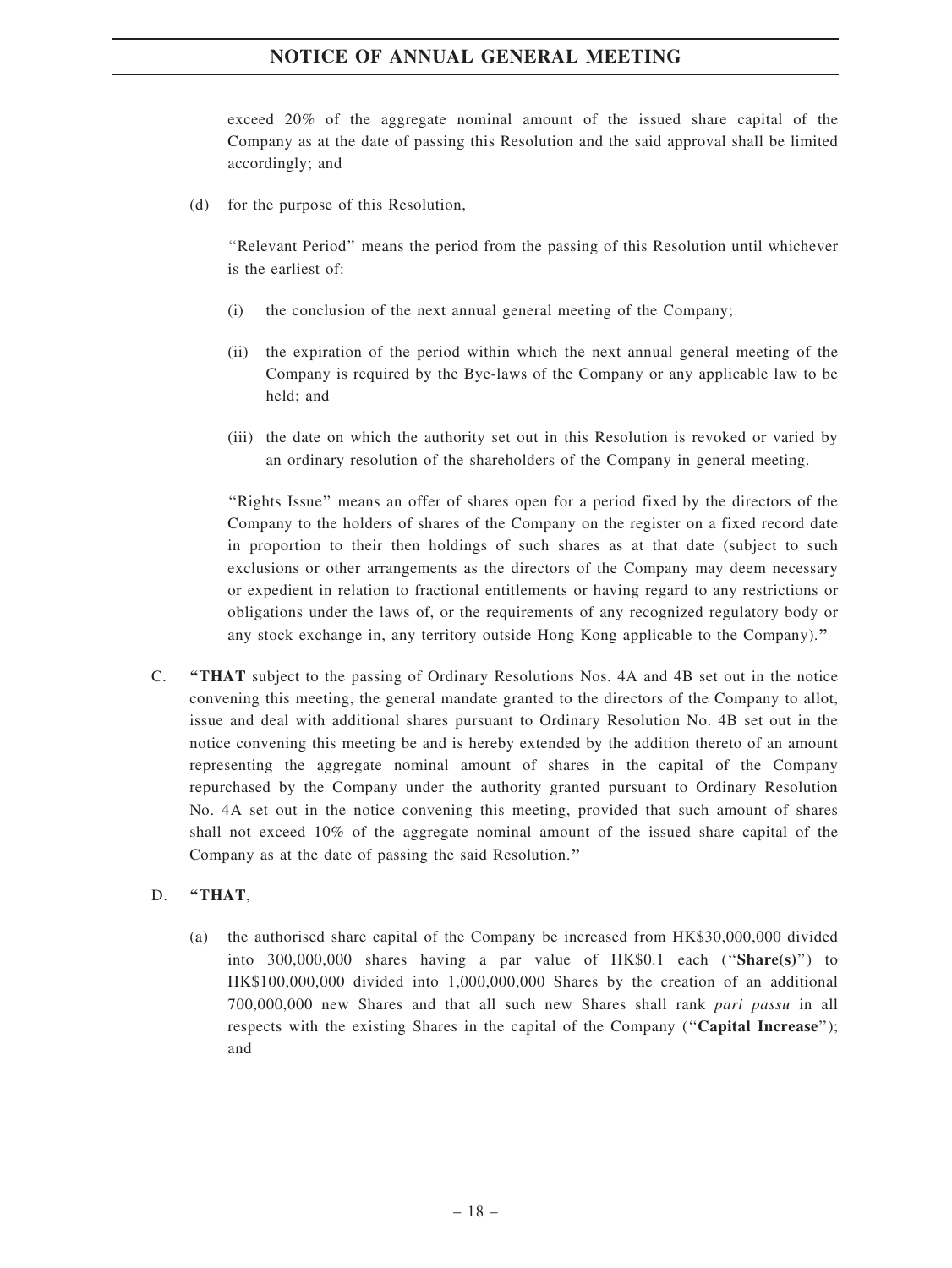exceed 20% of the aggregate nominal amount of the issued share capital of the Company as at the date of passing this Resolution and the said approval shall be limited accordingly; and

(d) for the purpose of this Resolution,

''Relevant Period'' means the period from the passing of this Resolution until whichever is the earliest of:

(i) the conclusion of the next annual general meeting of the Company;

(ii) the expiration of the period within which the next annual general meeting of the Company is required by the Bye-laws of the Company or any applicable law to be held; and

(iii) the date on which the authority set out in this Resolution is revoked or varied by an ordinary resolution of the shareholders of the Company in general meeting.

''Rights Issue'' means an offer of shares open for a period fixed by the directors of the Company to the holders of shares of the Company on the register on a fixed record date in proportion to their then holdings of such shares as at that date (subject to such exclusions or other arrangements as the directors of the Company may deem necessary or expedient in relation to fractional entitlements or having regard to any restrictions or obligations under the laws of, or the requirements of any recognized regulatory body or any stock exchange in, any territory outside Hong Kong applicable to the Company).**"**

C. **"THAT** subject to the passing of Ordinary Resolutions Nos. 4A and 4B set out in the notice convening this meeting, the general mandate granted to the directors of the Company to allot, issue and deal with additional shares pursuant to Ordinary Resolution No. 4B set out in the notice convening this meeting be and is hereby extended by the addition thereto of an amount representing the aggregate nominal amount of shares in the capital of the Company repurchased by the Company under the authority granted pursuant to Ordinary Resolution No. 4A set out in the notice convening this meeting, provided that such amount of shares shall not exceed 10% of the aggregate nominal amount of the issued share capital of the Company as at the date of passing the said Resolution.**"**

D. **"THAT**,

(a) the authorised share capital of the Company be increased from HK$30,000,000 divided into 300,000,000 shares having a par value of HK$0.1 each (''**Share(s)**'') to HK$100,000,000 divided into 1,000,000,000 Shares by the creation of an additional 700,000,000 new Shares and that all such new Shares shall rank *pari passu* in all respects with the existing Shares in the capital of the Company (''**Capital Increase**''); and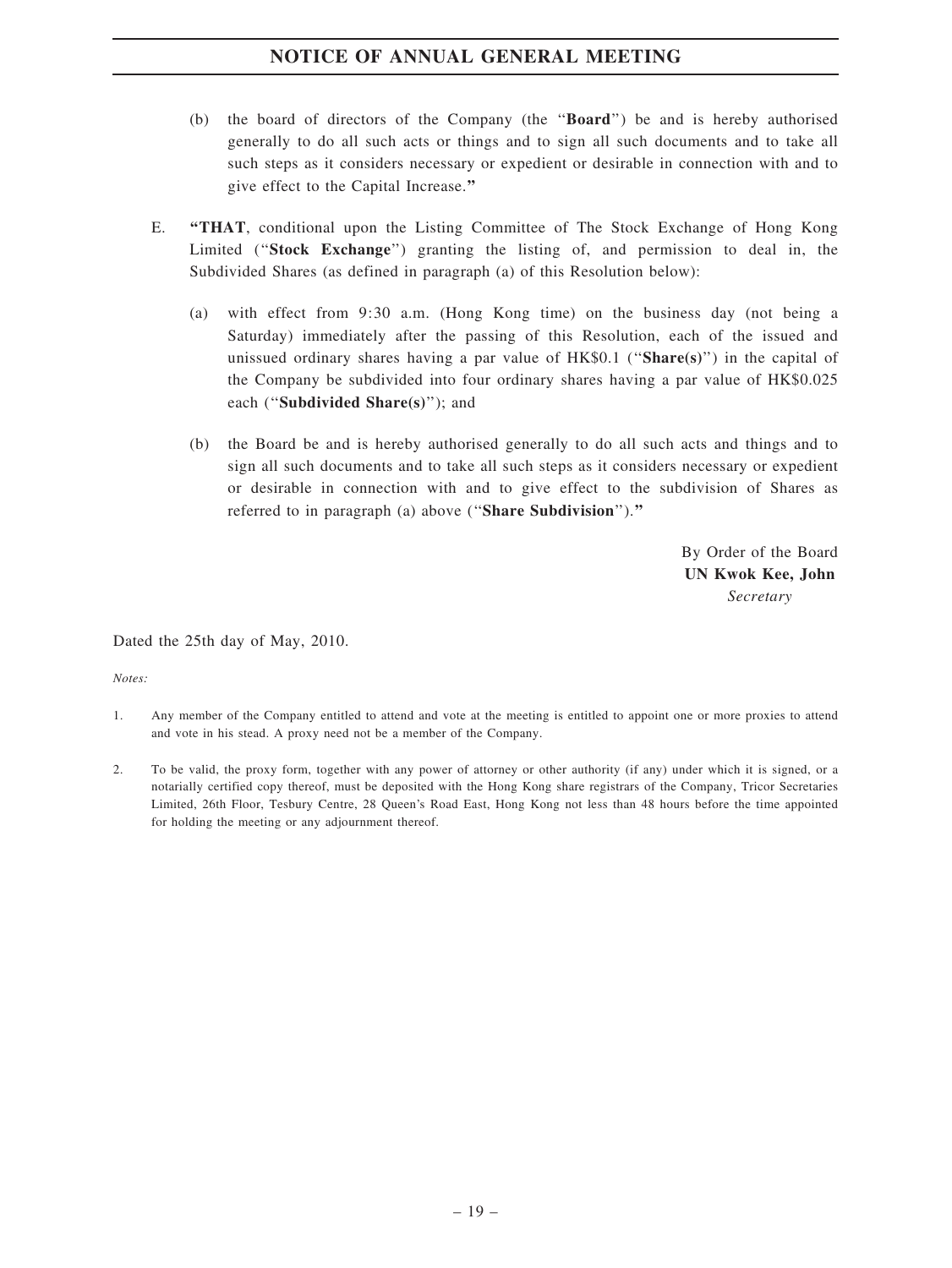(b) the board of directors of the Company (the "**Board**") be and is hereby authorised generally to do all such acts or things and to sign all such documents and to take all such steps as it considers necessary or expedient or desirable in connection with and to give effect to the Capital Increase."

E. **"THAT**, conditional upon the Listing Committee of The Stock Exchange of Hong Kong Limited ("**Stock Exchange**") granting the listing of, and permission to deal in, the Subdivided Shares (as defined in paragraph (a) of this Resolution below):

(a) with effect from 9:30 a.m. (Hong Kong time) on the business day (not being a Saturday) immediately after the passing of this Resolution, each of the issued and unissued ordinary shares having a par value of HK$0.1 ("**Share(s)**") in the capital of the Company be subdivided into four ordinary shares having a par value of HK$0.025 each ("**Subdivided Share(s)**"); and

(b) the Board be and is hereby authorised generally to do all such acts and things and to sign all such documents and to take all such steps as it considers necessary or expedient or desirable in connection with and to give effect to the subdivision of Shares as referred to in paragraph (a) above ("**Share Subdivision**")."

By Order of the Board
**UN Kwok Kee, John**
*Secretary*

Dated the 25th day of May, 2010.

*Notes:*

1. Any member of the Company entitled to attend and vote at the meeting is entitled to appoint one or more proxies to attend and vote in his stead. A proxy need not be a member of the Company.

2. To be valid, the proxy form, together with any power of attorney or other authority (if any) under which it is signed, or a notarially certified copy thereof, must be deposited with the Hong Kong share registrars of the Company, Tricor Secretaries Limited, 26th Floor, Tesbury Centre, 28 Queen's Road East, Hong Kong not less than 48 hours before the time appointed for holding the meeting or any adjournment thereof.